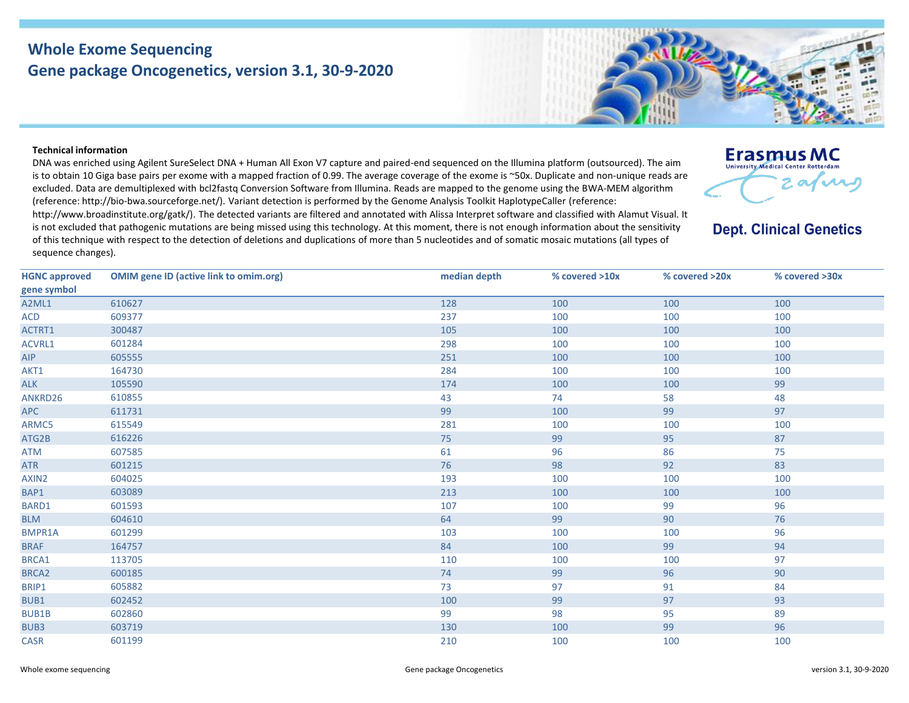# Whole Exome Sequencing

## Gene package Oncogenetics, version 3.1, 30-9-2020

Erasmus MC
University Medical Center Rotterdam

**Dept. Clinical Genetics**

**Technical information**

DNA was enriched using Agilent SureSelect DNA + Human All Exon V7 capture and paired-end sequenced on the Illumina platform (outsourced). The aim is to obtain 10 Giga base pairs per exome with a mapped fraction of 0.99. The average coverage of the exome is ~50x. Duplicate and non-unique reads are excluded. Data are demultiplexed with bcl2fastq Conversion Software from Illumina. Reads are mapped to the genome using the BWA-MEM algorithm (reference: http://bio-bwa.sourceforge.net/). Variant detection is performed by the Genome Analysis Toolkit HaplotypeCaller (reference: http://www.broadinstitute.org/gatk/). The detected variants are filtered and annotated with Alissa Interpret software and classified with Alamut Visual. It is not excluded that pathogenic mutations are being missed using this technology. At this moment, there is not enough information about the sensitivity of this technique with respect to the detection of deletions and duplications of more than 5 nucleotides and of somatic mosaic mutations (all types of sequence changes).

| HGNC approved gene symbol | OMIM gene ID (active link to omim.org) | median depth | % covered >10x | % covered >20x | % covered >30x |
|---|---|---|---|---|---|
| A2ML1 | 610627 | 128 | 100 | 100 | 100 |
| ACD | 609377 | 237 | 100 | 100 | 100 |
| ACTRT1 | 300487 | 105 | 100 | 100 | 100 |
| ACVRL1 | 601284 | 298 | 100 | 100 | 100 |
| AIP | 605555 | 251 | 100 | 100 | 100 |
| AKT1 | 164730 | 284 | 100 | 100 | 100 |
| ALK | 105590 | 174 | 100 | 100 | 99 |
| ANKRD26 | 610855 | 43 | 74 | 58 | 48 |
| APC | 611731 | 99 | 100 | 99 | 97 |
| ARMC5 | 615549 | 281 | 100 | 100 | 100 |
| ATG2B | 616226 | 75 | 99 | 95 | 87 |
| ATM | 607585 | 61 | 96 | 86 | 75 |
| ATR | 601215 | 76 | 98 | 92 | 83 |
| AXIN2 | 604025 | 193 | 100 | 100 | 100 |
| BAP1 | 603089 | 213 | 100 | 100 | 100 |
| BARD1 | 601593 | 107 | 100 | 99 | 96 |
| BLM | 604610 | 64 | 99 | 90 | 76 |
| BMPR1A | 601299 | 103 | 100 | 100 | 96 |
| BRAF | 164757 | 84 | 100 | 99 | 94 |
| BRCA1 | 113705 | 110 | 100 | 100 | 97 |
| BRCA2 | 600185 | 74 | 99 | 96 | 90 |
| BRIP1 | 605882 | 73 | 97 | 91 | 84 |
| BUB1 | 602452 | 100 | 99 | 97 | 93 |
| BUB1B | 602860 | 99 | 98 | 95 | 89 |
| BUB3 | 603719 | 130 | 100 | 99 | 96 |
| CASR | 601199 | 210 | 100 | 100 | 100 |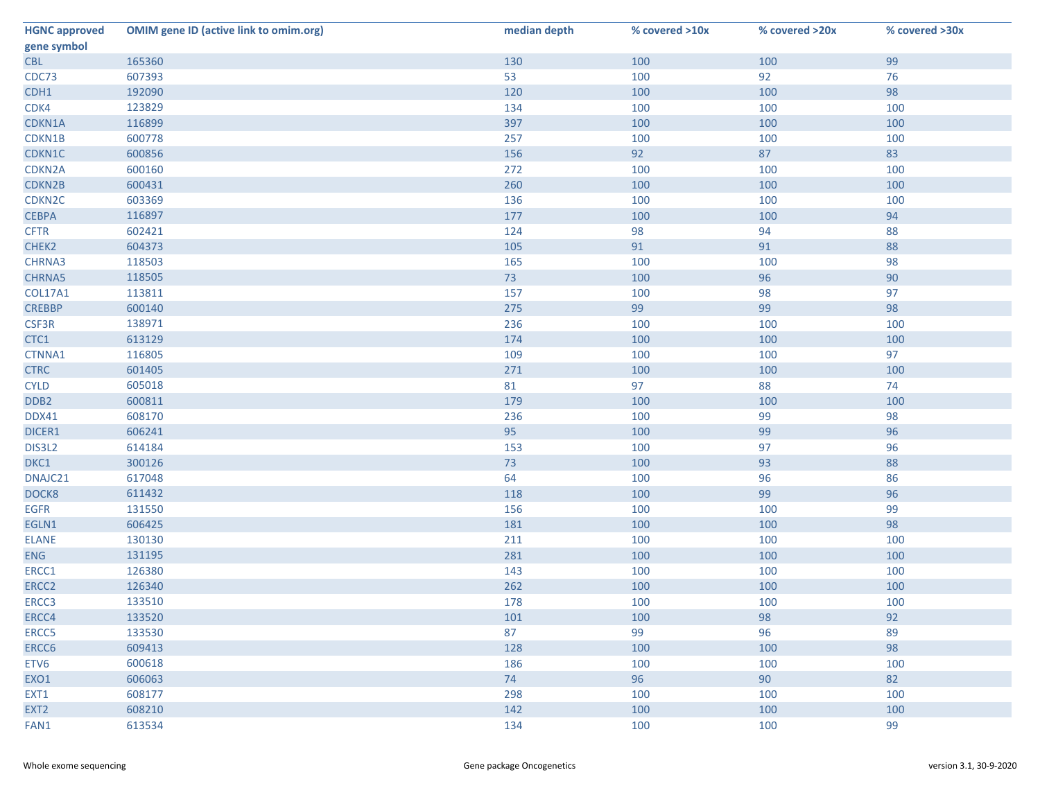| HGNC approved gene symbol | OMIM gene ID (active link to omim.org) | median depth | % covered >10x | % covered >20x | % covered >30x |
|---|---|---|---|---|---|
| CBL | 165360 | 130 | 100 | 100 | 99 |
| CDC73 | 607393 | 53 | 100 | 92 | 76 |
| CDH1 | 192090 | 120 | 100 | 100 | 98 |
| CDK4 | 123829 | 134 | 100 | 100 | 100 |
| CDKN1A | 116899 | 397 | 100 | 100 | 100 |
| CDKN1B | 600778 | 257 | 100 | 100 | 100 |
| CDKN1C | 600856 | 156 | 92 | 87 | 83 |
| CDKN2A | 600160 | 272 | 100 | 100 | 100 |
| CDKN2B | 600431 | 260 | 100 | 100 | 100 |
| CDKN2C | 603369 | 136 | 100 | 100 | 100 |
| CEBPA | 116897 | 177 | 100 | 100 | 94 |
| CFTR | 602421 | 124 | 98 | 94 | 88 |
| CHEK2 | 604373 | 105 | 91 | 91 | 88 |
| CHRNA3 | 118503 | 165 | 100 | 100 | 98 |
| CHRNA5 | 118505 | 73 | 100 | 96 | 90 |
| COL17A1 | 113811 | 157 | 100 | 98 | 97 |
| CREBBP | 600140 | 275 | 99 | 99 | 98 |
| CSF3R | 138971 | 236 | 100 | 100 | 100 |
| CTC1 | 613129 | 174 | 100 | 100 | 100 |
| CTNNA1 | 116805 | 109 | 100 | 100 | 97 |
| CTRC | 601405 | 271 | 100 | 100 | 100 |
| CYLD | 605018 | 81 | 97 | 88 | 74 |
| DDB2 | 600811 | 179 | 100 | 100 | 100 |
| DDX41 | 608170 | 236 | 100 | 99 | 98 |
| DICER1 | 606241 | 95 | 100 | 99 | 96 |
| DIS3L2 | 614184 | 153 | 100 | 97 | 96 |
| DKC1 | 300126 | 73 | 100 | 93 | 88 |
| DNAJC21 | 617048 | 64 | 100 | 96 | 86 |
| DOCK8 | 611432 | 118 | 100 | 99 | 96 |
| EGFR | 131550 | 156 | 100 | 100 | 99 |
| EGLN1 | 606425 | 181 | 100 | 100 | 98 |
| ELANE | 130130 | 211 | 100 | 100 | 100 |
| ENG | 131195 | 281 | 100 | 100 | 100 |
| ERCC1 | 126380 | 143 | 100 | 100 | 100 |
| ERCC2 | 126340 | 262 | 100 | 100 | 100 |
| ERCC3 | 133510 | 178 | 100 | 100 | 100 |
| ERCC4 | 133520 | 101 | 100 | 98 | 92 |
| ERCC5 | 133530 | 87 | 99 | 96 | 89 |
| ERCC6 | 609413 | 128 | 100 | 100 | 98 |
| ETV6 | 600618 | 186 | 100 | 100 | 100 |
| EXO1 | 606063 | 74 | 96 | 90 | 82 |
| EXT1 | 608177 | 298 | 100 | 100 | 100 |
| EXT2 | 608210 | 142 | 100 | 100 | 100 |
| FAN1 | 613534 | 134 | 100 | 100 | 99 |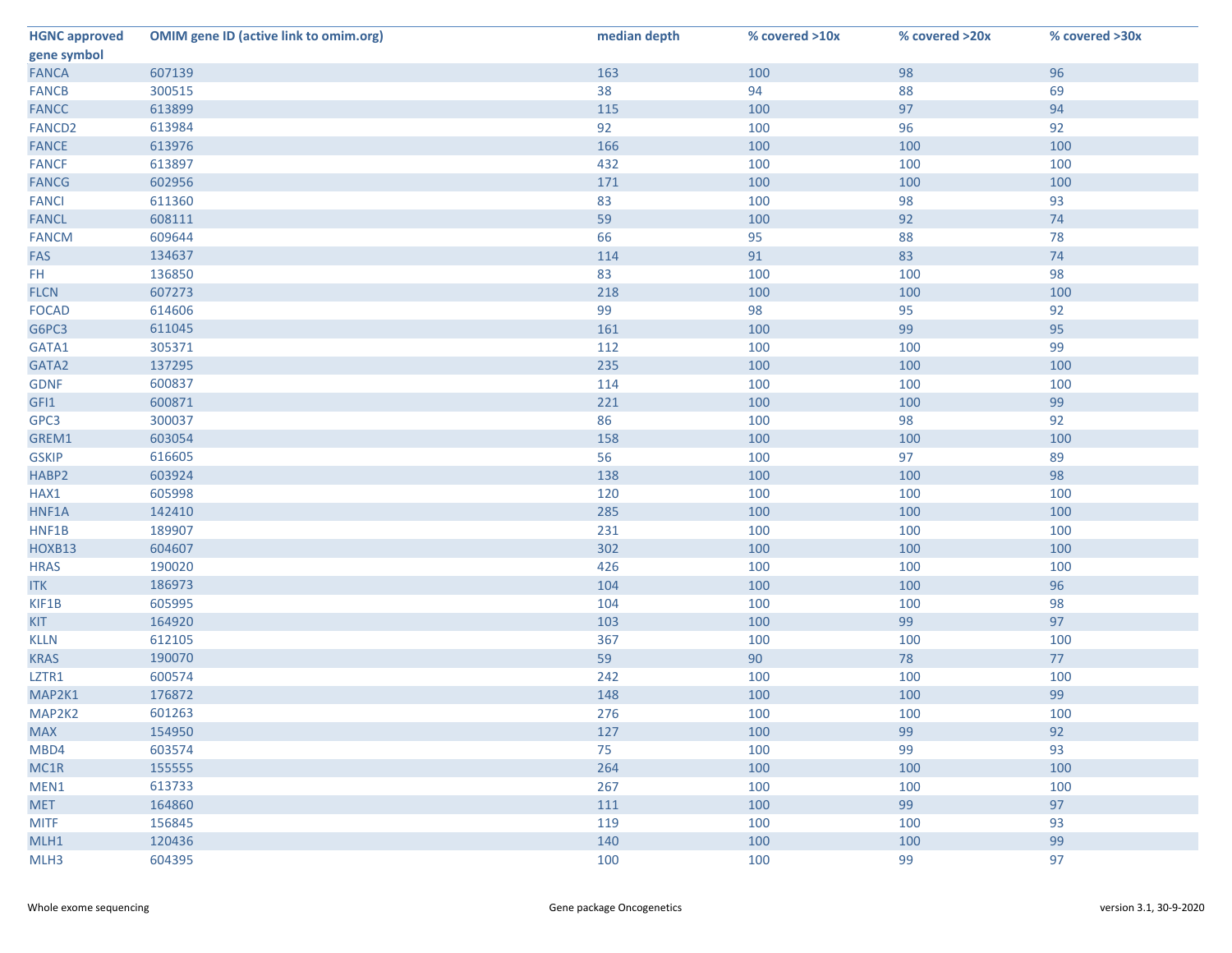| HGNC approved gene symbol | OMIM gene ID (active link to omim.org) | median depth | % covered >10x | % covered >20x | % covered >30x |
|---|---|---|---|---|---|
| FANCA | 607139 | 163 | 100 | 98 | 96 |
| FANCB | 300515 | 38 | 94 | 88 | 69 |
| FANCC | 613899 | 115 | 100 | 97 | 94 |
| FANCD2 | 613984 | 92 | 100 | 96 | 92 |
| FANCE | 613976 | 166 | 100 | 100 | 100 |
| FANCF | 613897 | 432 | 100 | 100 | 100 |
| FANCG | 602956 | 171 | 100 | 100 | 100 |
| FANCI | 611360 | 83 | 100 | 98 | 93 |
| FANCL | 608111 | 59 | 100 | 92 | 74 |
| FANCM | 609644 | 66 | 95 | 88 | 78 |
| FAS | 134637 | 114 | 91 | 83 | 74 |
| FH | 136850 | 83 | 100 | 100 | 98 |
| FLCN | 607273 | 218 | 100 | 100 | 100 |
| FOCAD | 614606 | 99 | 98 | 95 | 92 |
| G6PC3 | 611045 | 161 | 100 | 99 | 95 |
| GATA1 | 305371 | 112 | 100 | 100 | 99 |
| GATA2 | 137295 | 235 | 100 | 100 | 100 |
| GDNF | 600837 | 114 | 100 | 100 | 100 |
| GFI1 | 600871 | 221 | 100 | 100 | 99 |
| GPC3 | 300037 | 86 | 100 | 98 | 92 |
| GREM1 | 603054 | 158 | 100 | 100 | 100 |
| GSKIP | 616605 | 56 | 100 | 97 | 89 |
| HABP2 | 603924 | 138 | 100 | 100 | 98 |
| HAX1 | 605998 | 120 | 100 | 100 | 100 |
| HNF1A | 142410 | 285 | 100 | 100 | 100 |
| HNF1B | 189907 | 231 | 100 | 100 | 100 |
| HOXB13 | 604607 | 302 | 100 | 100 | 100 |
| HRAS | 190020 | 426 | 100 | 100 | 100 |
| ITK | 186973 | 104 | 100 | 100 | 96 |
| KIF1B | 605995 | 104 | 100 | 100 | 98 |
| KIT | 164920 | 103 | 100 | 99 | 97 |
| KLLN | 612105 | 367 | 100 | 100 | 100 |
| KRAS | 190070 | 59 | 90 | 78 | 77 |
| LZTR1 | 600574 | 242 | 100 | 100 | 100 |
| MAP2K1 | 176872 | 148 | 100 | 100 | 99 |
| MAP2K2 | 601263 | 276 | 100 | 100 | 100 |
| MAX | 154950 | 127 | 100 | 99 | 92 |
| MBD4 | 603574 | 75 | 100 | 99 | 93 |
| MC1R | 155555 | 264 | 100 | 100 | 100 |
| MEN1 | 613733 | 267 | 100 | 100 | 100 |
| MET | 164860 | 111 | 100 | 99 | 97 |
| MITF | 156845 | 119 | 100 | 100 | 93 |
| MLH1 | 120436 | 140 | 100 | 100 | 99 |
| MLH3 | 604395 | 100 | 100 | 99 | 97 |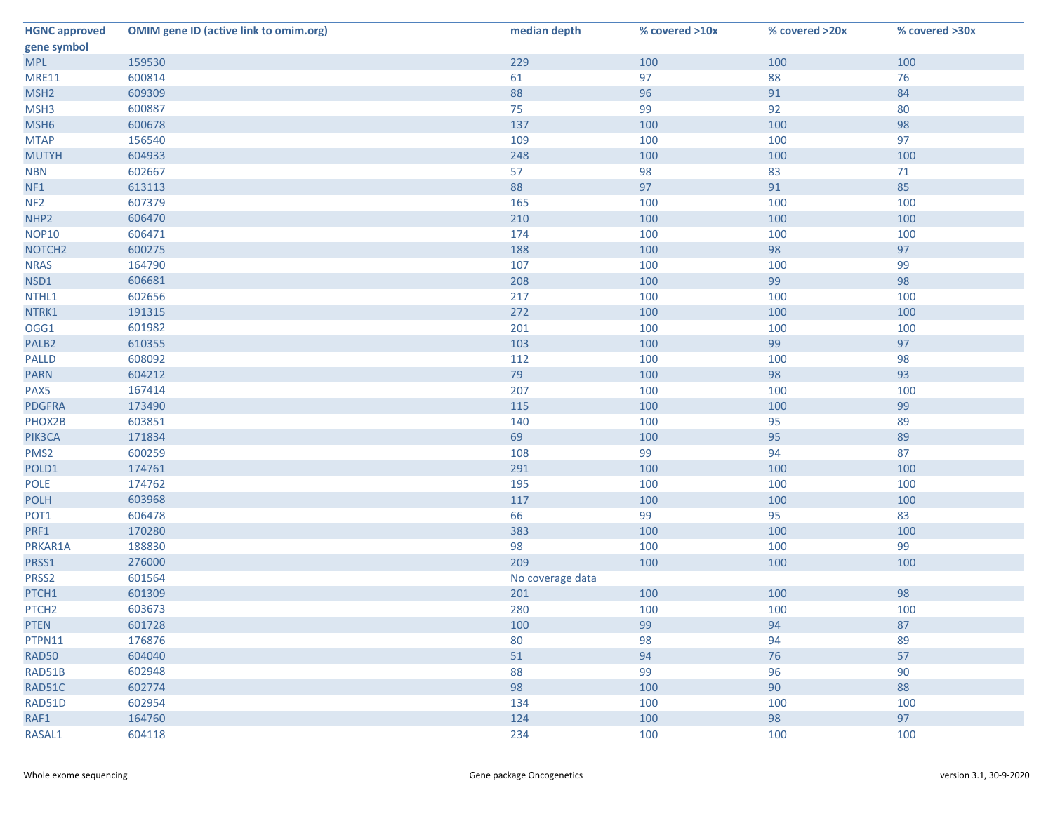| HGNC approved gene symbol | OMIM gene ID (active link to omim.org) | median depth | % covered >10x | % covered >20x | % covered >30x |
|---|---|---|---|---|---|
| MPL | 159530 | 229 | 100 | 100 | 100 |
| MRE11 | 600814 | 61 | 97 | 88 | 76 |
| MSH2 | 609309 | 88 | 96 | 91 | 84 |
| MSH3 | 600887 | 75 | 99 | 92 | 80 |
| MSH6 | 600678 | 137 | 100 | 100 | 98 |
| MTAP | 156540 | 109 | 100 | 100 | 97 |
| MUTYH | 604933 | 248 | 100 | 100 | 100 |
| NBN | 602667 | 57 | 98 | 83 | 71 |
| NF1 | 613113 | 88 | 97 | 91 | 85 |
| NF2 | 607379 | 165 | 100 | 100 | 100 |
| NHP2 | 606470 | 210 | 100 | 100 | 100 |
| NOP10 | 606471 | 174 | 100 | 100 | 100 |
| NOTCH2 | 600275 | 188 | 100 | 98 | 97 |
| NRAS | 164790 | 107 | 100 | 100 | 99 |
| NSD1 | 606681 | 208 | 100 | 99 | 98 |
| NTHL1 | 602656 | 217 | 100 | 100 | 100 |
| NTRK1 | 191315 | 272 | 100 | 100 | 100 |
| OGG1 | 601982 | 201 | 100 | 100 | 100 |
| PALB2 | 610355 | 103 | 100 | 99 | 97 |
| PALLD | 608092 | 112 | 100 | 100 | 98 |
| PARN | 604212 | 79 | 100 | 98 | 93 |
| PAX5 | 167414 | 207 | 100 | 100 | 100 |
| PDGFRA | 173490 | 115 | 100 | 100 | 99 |
| PHOX2B | 603851 | 140 | 100 | 95 | 89 |
| PIK3CA | 171834 | 69 | 100 | 95 | 89 |
| PMS2 | 600259 | 108 | 99 | 94 | 87 |
| POLD1 | 174761 | 291 | 100 | 100 | 100 |
| POLE | 174762 | 195 | 100 | 100 | 100 |
| POLH | 603968 | 117 | 100 | 100 | 100 |
| POT1 | 606478 | 66 | 99 | 95 | 83 |
| PRF1 | 170280 | 383 | 100 | 100 | 100 |
| PRKAR1A | 188830 | 98 | 100 | 100 | 99 |
| PRSS1 | 276000 | 209 | 100 | 100 | 100 |
| PRSS2 | 601564 | No coverage data | | | |
| PTCH1 | 601309 | 201 | 100 | 100 | 98 |
| PTCH2 | 603673 | 280 | 100 | 100 | 100 |
| PTEN | 601728 | 100 | 99 | 94 | 87 |
| PTPN11 | 176876 | 80 | 98 | 94 | 89 |
| RAD50 | 604040 | 51 | 94 | 76 | 57 |
| RAD51B | 602948 | 88 | 99 | 96 | 90 |
| RAD51C | 602774 | 98 | 100 | 90 | 88 |
| RAD51D | 602954 | 134 | 100 | 100 | 100 |
| RAF1 | 164760 | 124 | 100 | 98 | 97 |
| RASAL1 | 604118 | 234 | 100 | 100 | 100 |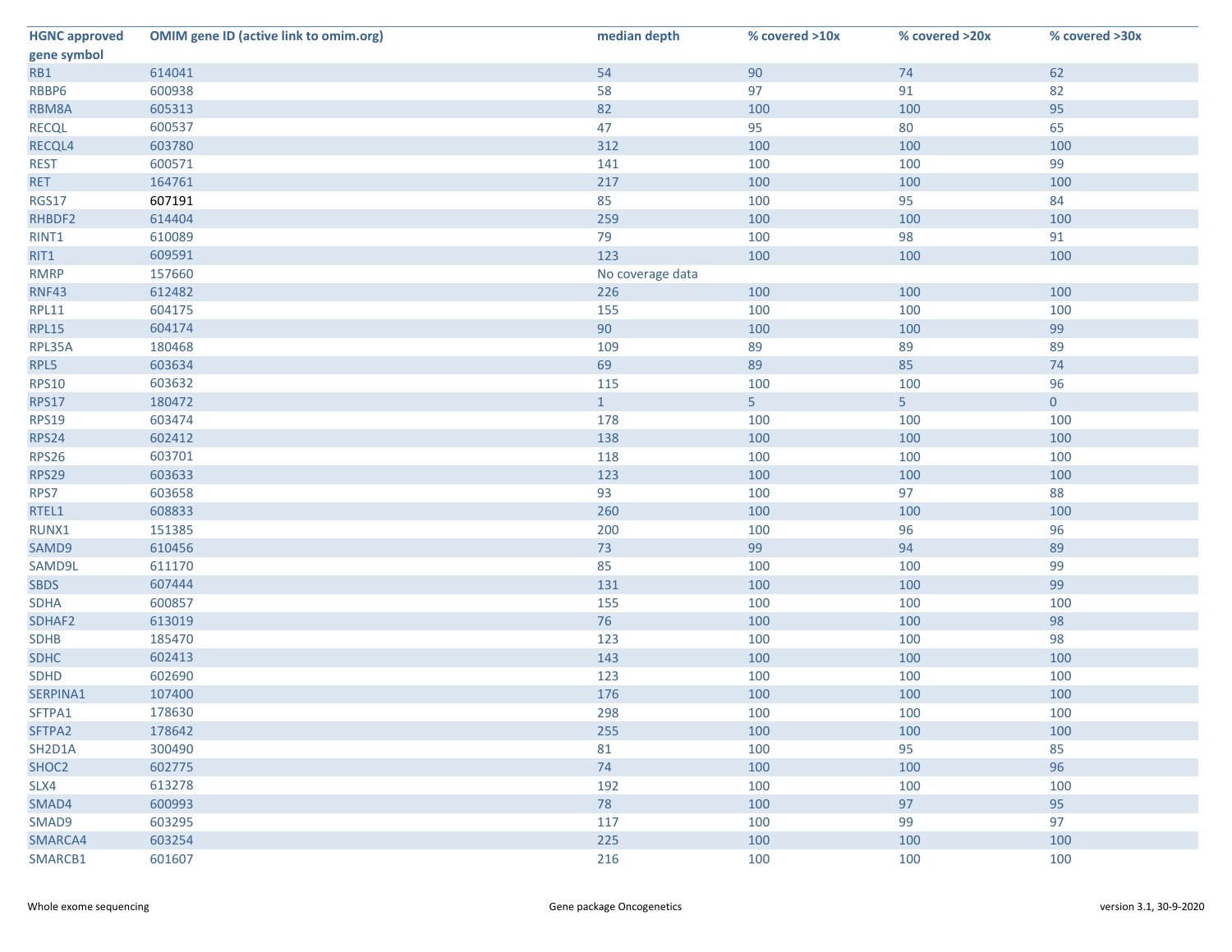| HGNC approved gene symbol | OMIM gene ID (active link to omim.org) | median depth | % covered >10x | % covered >20x | % covered >30x |
|---|---|---|---|---|---|
| RB1 | 614041 | 54 | 90 | 74 | 62 |
| RBBP6 | 600938 | 58 | 97 | 91 | 82 |
| RBM8A | 605313 | 82 | 100 | 100 | 95 |
| RECQL | 600537 | 47 | 95 | 80 | 65 |
| RECQL4 | 603780 | 312 | 100 | 100 | 100 |
| REST | 600571 | 141 | 100 | 100 | 99 |
| RET | 164761 | 217 | 100 | 100 | 100 |
| RGS17 | 607191 | 85 | 100 | 95 | 84 |
| RHBDF2 | 614404 | 259 | 100 | 100 | 100 |
| RINT1 | 610089 | 79 | 100 | 98 | 91 |
| RIT1 | 609591 | 123 | 100 | 100 | 100 |
| RMRP | 157660 | No coverage data | | | |
| RNF43 | 612482 | 226 | 100 | 100 | 100 |
| RPL11 | 604175 | 155 | 100 | 100 | 100 |
| RPL15 | 604174 | 90 | 100 | 100 | 99 |
| RPL35A | 180468 | 109 | 89 | 89 | 89 |
| RPL5 | 603634 | 69 | 89 | 85 | 74 |
| RPS10 | 603632 | 115 | 100 | 100 | 96 |
| RPS17 | 180472 | 1 | 5 | 5 | 0 |
| RPS19 | 603474 | 178 | 100 | 100 | 100 |
| RPS24 | 602412 | 138 | 100 | 100 | 100 |
| RPS26 | 603701 | 118 | 100 | 100 | 100 |
| RPS29 | 603633 | 123 | 100 | 100 | 100 |
| RPS7 | 603658 | 93 | 100 | 97 | 88 |
| RTEL1 | 608833 | 260 | 100 | 100 | 100 |
| RUNX1 | 151385 | 200 | 100 | 96 | 96 |
| SAMD9 | 610456 | 73 | 99 | 94 | 89 |
| SAMD9L | 611170 | 85 | 100 | 100 | 99 |
| SBDS | 607444 | 131 | 100 | 100 | 99 |
| SDHA | 600857 | 155 | 100 | 100 | 100 |
| SDHAF2 | 613019 | 76 | 100 | 100 | 98 |
| SDHB | 185470 | 123 | 100 | 100 | 98 |
| SDHC | 602413 | 143 | 100 | 100 | 100 |
| SDHD | 602690 | 123 | 100 | 100 | 100 |
| SERPINA1 | 107400 | 176 | 100 | 100 | 100 |
| SFTPA1 | 178630 | 298 | 100 | 100 | 100 |
| SFTPA2 | 178642 | 255 | 100 | 100 | 100 |
| SH2D1A | 300490 | 81 | 100 | 95 | 85 |
| SHOC2 | 602775 | 74 | 100 | 100 | 96 |
| SLX4 | 613278 | 192 | 100 | 100 | 100 |
| SMAD4 | 600993 | 78 | 100 | 97 | 95 |
| SMAD9 | 603295 | 117 | 100 | 99 | 97 |
| SMARCA4 | 603254 | 225 | 100 | 100 | 100 |
| SMARCB1 | 601607 | 216 | 100 | 100 | 100 |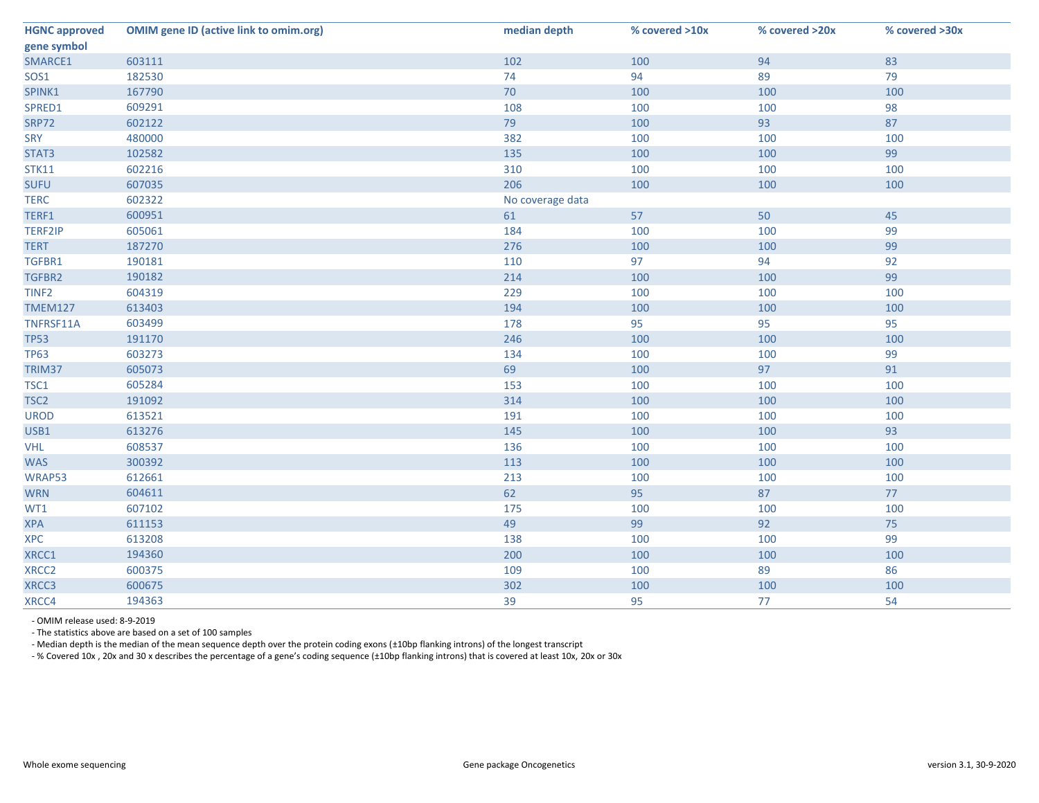| HGNC approved gene symbol | OMIM gene ID (active link to omim.org) | median depth | % covered >10x | % covered >20x | % covered >30x |
|---|---|---|---|---|---|
| SMARCE1 | 603111 | 102 | 100 | 94 | 83 |
| SOS1 | 182530 | 74 | 94 | 89 | 79 |
| SPINK1 | 167790 | 70 | 100 | 100 | 100 |
| SPRED1 | 609291 | 108 | 100 | 100 | 98 |
| SRP72 | 602122 | 79 | 100 | 93 | 87 |
| SRY | 480000 | 382 | 100 | 100 | 100 |
| STAT3 | 102582 | 135 | 100 | 100 | 99 |
| STK11 | 602216 | 310 | 100 | 100 | 100 |
| SUFU | 607035 | 206 | 100 | 100 | 100 |
| TERC | 602322 | No coverage data | | | |
| TERF1 | 600951 | 61 | 57 | 50 | 45 |
| TERF2IP | 605061 | 184 | 100 | 100 | 99 |
| TERT | 187270 | 276 | 100 | 100 | 99 |
| TGFBR1 | 190181 | 110 | 97 | 94 | 92 |
| TGFBR2 | 190182 | 214 | 100 | 100 | 99 |
| TINF2 | 604319 | 229 | 100 | 100 | 100 |
| TMEM127 | 613403 | 194 | 100 | 100 | 100 |
| TNFRSF11A | 603499 | 178 | 95 | 95 | 95 |
| TP53 | 191170 | 246 | 100 | 100 | 100 |
| TP63 | 603273 | 134 | 100 | 100 | 99 |
| TRIM37 | 605073 | 69 | 100 | 97 | 91 |
| TSC1 | 605284 | 153 | 100 | 100 | 100 |
| TSC2 | 191092 | 314 | 100 | 100 | 100 |
| UROD | 613521 | 191 | 100 | 100 | 100 |
| USB1 | 613276 | 145 | 100 | 100 | 93 |
| VHL | 608537 | 136 | 100 | 100 | 100 |
| WAS | 300392 | 113 | 100 | 100 | 100 |
| WRAP53 | 612661 | 213 | 100 | 100 | 100 |
| WRN | 604611 | 62 | 95 | 87 | 77 |
| WT1 | 607102 | 175 | 100 | 100 | 100 |
| XPA | 611153 | 49 | 99 | 92 | 75 |
| XPC | 613208 | 138 | 100 | 100 | 99 |
| XRCC1 | 194360 | 200 | 100 | 100 | 100 |
| XRCC2 | 600375 | 109 | 100 | 89 | 86 |
| XRCC3 | 600675 | 302 | 100 | 100 | 100 |
| XRCC4 | 194363 | 39 | 95 | 77 | 54 |

- OMIM release used: 8-9-2019
- The statistics above are based on a set of 100 samples
- Median depth is the median of the mean sequence depth over the protein coding exons (±10bp flanking introns) of the longest transcript
- % Covered 10x , 20x and 30 x describes the percentage of a gene's coding sequence (±10bp flanking introns) that is covered at least 10x, 20x or 30x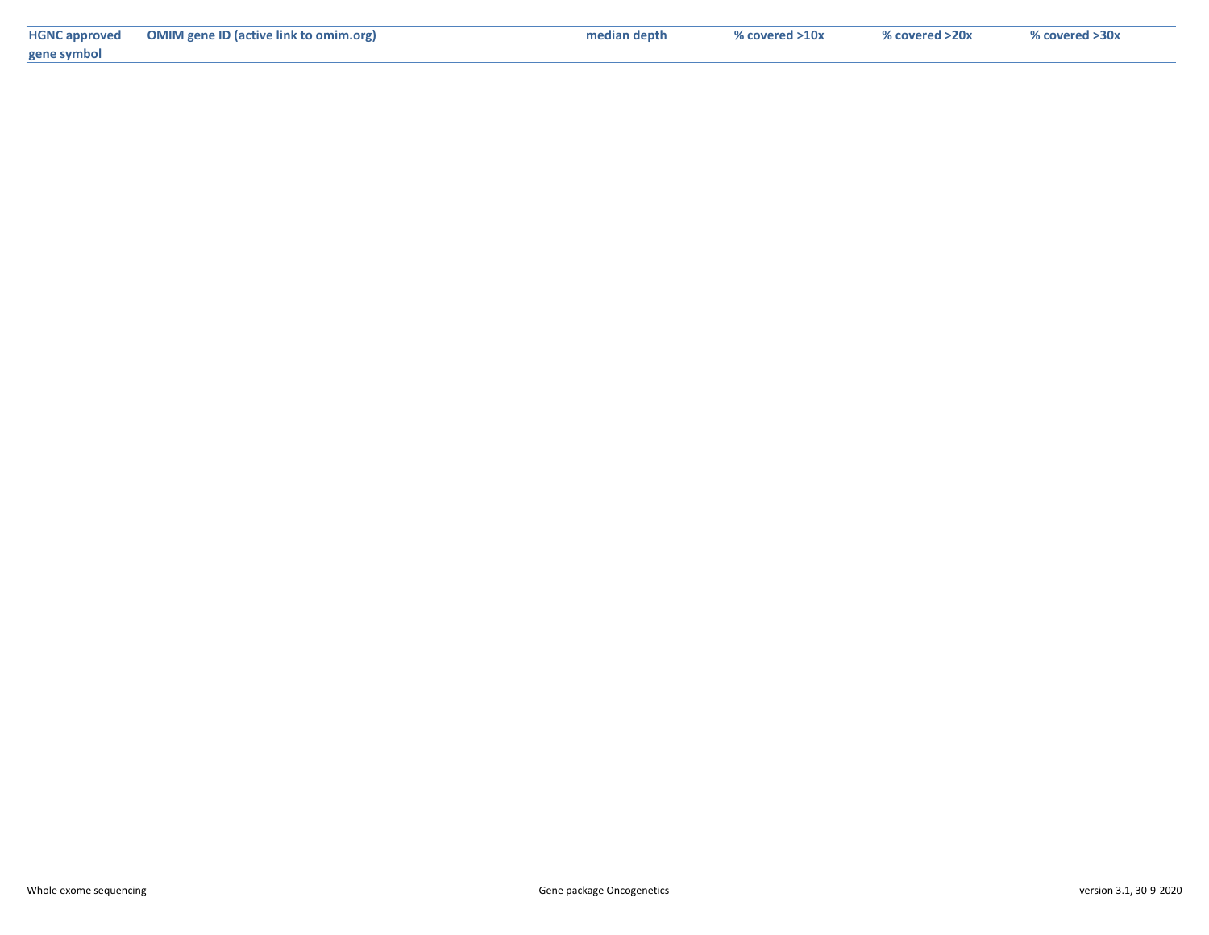| HGNC approved gene symbol | OMIM gene ID (active link to omim.org) | median depth | % covered >10x | % covered >20x | % covered >30x |
| --- | --- | --- | --- | --- | --- |